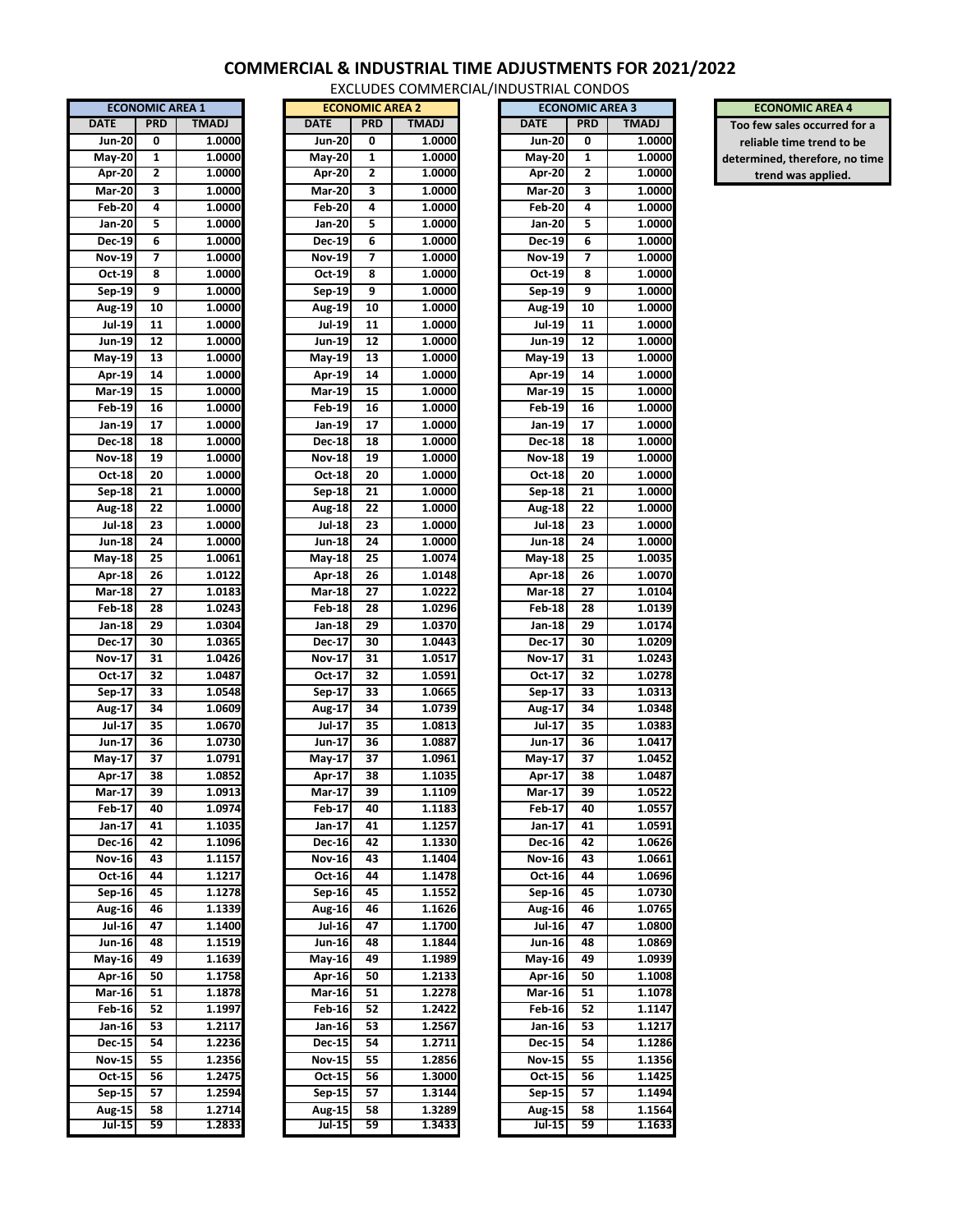# COMMERCIAL & INDUSTRIAL TIME ADJUSTMENTS FOR 2021/2022

EXCLUDES COMMERCIAL/INDUSTRIAL CONDOS

| ECONOMIC AREA 1 | | | ECONOMIC AREA 2 | | | ECONOMIC AREA 3 | | |
|---|---|---|---|---|---|---|---|---|
| DATE | PRD | TMADJ | DATE | PRD | TMADJ | DATE | PRD | TMADJ |
| Jun-20 | 0 | 1.0000 | Jun-20 | 0 | 1.0000 | Jun-20 | 0 | 1.0000 |
| May-20 | 1 | 1.0000 | May-20 | 1 | 1.0000 | May-20 | 1 | 1.0000 |
| Apr-20 | 2 | 1.0000 | Apr-20 | 2 | 1.0000 | Apr-20 | 2 | 1.0000 |
| Mar-20 | 3 | 1.0000 | Mar-20 | 3 | 1.0000 | Mar-20 | 3 | 1.0000 |
| Feb-20 | 4 | 1.0000 | Feb-20 | 4 | 1.0000 | Feb-20 | 4 | 1.0000 |
| Jan-20 | 5 | 1.0000 | Jan-20 | 5 | 1.0000 | Jan-20 | 5 | 1.0000 |
| Dec-19 | 6 | 1.0000 | Dec-19 | 6 | 1.0000 | Dec-19 | 6 | 1.0000 |
| Nov-19 | 7 | 1.0000 | Nov-19 | 7 | 1.0000 | Nov-19 | 7 | 1.0000 |
| Oct-19 | 8 | 1.0000 | Oct-19 | 8 | 1.0000 | Oct-19 | 8 | 1.0000 |
| Sep-19 | 9 | 1.0000 | Sep-19 | 9 | 1.0000 | Sep-19 | 9 | 1.0000 |
| Aug-19 | 10 | 1.0000 | Aug-19 | 10 | 1.0000 | Aug-19 | 10 | 1.0000 |
| Jul-19 | 11 | 1.0000 | Jul-19 | 11 | 1.0000 | Jul-19 | 11 | 1.0000 |
| Jun-19 | 12 | 1.0000 | Jun-19 | 12 | 1.0000 | Jun-19 | 12 | 1.0000 |
| May-19 | 13 | 1.0000 | May-19 | 13 | 1.0000 | May-19 | 13 | 1.0000 |
| Apr-19 | 14 | 1.0000 | Apr-19 | 14 | 1.0000 | Apr-19 | 14 | 1.0000 |
| Mar-19 | 15 | 1.0000 | Mar-19 | 15 | 1.0000 | Mar-19 | 15 | 1.0000 |
| Feb-19 | 16 | 1.0000 | Feb-19 | 16 | 1.0000 | Feb-19 | 16 | 1.0000 |
| Jan-19 | 17 | 1.0000 | Jan-19 | 17 | 1.0000 | Jan-19 | 17 | 1.0000 |
| Dec-18 | 18 | 1.0000 | Dec-18 | 18 | 1.0000 | Dec-18 | 18 | 1.0000 |
| Nov-18 | 19 | 1.0000 | Nov-18 | 19 | 1.0000 | Nov-18 | 19 | 1.0000 |
| Oct-18 | 20 | 1.0000 | Oct-18 | 20 | 1.0000 | Oct-18 | 20 | 1.0000 |
| Sep-18 | 21 | 1.0000 | Sep-18 | 21 | 1.0000 | Sep-18 | 21 | 1.0000 |
| Aug-18 | 22 | 1.0000 | Aug-18 | 22 | 1.0000 | Aug-18 | 22 | 1.0000 |
| Jul-18 | 23 | 1.0000 | Jul-18 | 23 | 1.0000 | Jul-18 | 23 | 1.0000 |
| Jun-18 | 24 | 1.0000 | Jun-18 | 24 | 1.0000 | Jun-18 | 24 | 1.0000 |
| May-18 | 25 | 1.0061 | May-18 | 25 | 1.0074 | May-18 | 25 | 1.0035 |
| Apr-18 | 26 | 1.0122 | Apr-18 | 26 | 1.0148 | Apr-18 | 26 | 1.0070 |
| Mar-18 | 27 | 1.0183 | Mar-18 | 27 | 1.0222 | Mar-18 | 27 | 1.0104 |
| Feb-18 | 28 | 1.0243 | Feb-18 | 28 | 1.0296 | Feb-18 | 28 | 1.0139 |
| Jan-18 | 29 | 1.0304 | Jan-18 | 29 | 1.0370 | Jan-18 | 29 | 1.0174 |
| Dec-17 | 30 | 1.0365 | Dec-17 | 30 | 1.0443 | Dec-17 | 30 | 1.0209 |
| Nov-17 | 31 | 1.0426 | Nov-17 | 31 | 1.0517 | Nov-17 | 31 | 1.0243 |
| Oct-17 | 32 | 1.0487 | Oct-17 | 32 | 1.0591 | Oct-17 | 32 | 1.0278 |
| Sep-17 | 33 | 1.0548 | Sep-17 | 33 | 1.0665 | Sep-17 | 33 | 1.0313 |
| Aug-17 | 34 | 1.0609 | Aug-17 | 34 | 1.0739 | Aug-17 | 34 | 1.0348 |
| Jul-17 | 35 | 1.0670 | Jul-17 | 35 | 1.0813 | Jul-17 | 35 | 1.0383 |
| Jun-17 | 36 | 1.0730 | Jun-17 | 36 | 1.0887 | Jun-17 | 36 | 1.0417 |
| May-17 | 37 | 1.0791 | May-17 | 37 | 1.0961 | May-17 | 37 | 1.0452 |
| Apr-17 | 38 | 1.0852 | Apr-17 | 38 | 1.1035 | Apr-17 | 38 | 1.0487 |
| Mar-17 | 39 | 1.0913 | Mar-17 | 39 | 1.1109 | Mar-17 | 39 | 1.0522 |
| Feb-17 | 40 | 1.0974 | Feb-17 | 40 | 1.1183 | Feb-17 | 40 | 1.0557 |
| Jan-17 | 41 | 1.1035 | Jan-17 | 41 | 1.1257 | Jan-17 | 41 | 1.0591 |
| Dec-16 | 42 | 1.1096 | Dec-16 | 42 | 1.1330 | Dec-16 | 42 | 1.0626 |
| Nov-16 | 43 | 1.1157 | Nov-16 | 43 | 1.1404 | Nov-16 | 43 | 1.0661 |
| Oct-16 | 44 | 1.1217 | Oct-16 | 44 | 1.1478 | Oct-16 | 44 | 1.0696 |
| Sep-16 | 45 | 1.1278 | Sep-16 | 45 | 1.1552 | Sep-16 | 45 | 1.0730 |
| Aug-16 | 46 | 1.1339 | Aug-16 | 46 | 1.1626 | Aug-16 | 46 | 1.0765 |
| Jul-16 | 47 | 1.1400 | Jul-16 | 47 | 1.1700 | Jul-16 | 47 | 1.0800 |
| Jun-16 | 48 | 1.1519 | Jun-16 | 48 | 1.1844 | Jun-16 | 48 | 1.0869 |
| May-16 | 49 | 1.1639 | May-16 | 49 | 1.1989 | May-16 | 49 | 1.0939 |
| Apr-16 | 50 | 1.1758 | Apr-16 | 50 | 1.2133 | Apr-16 | 50 | 1.1008 |
| Mar-16 | 51 | 1.1878 | Mar-16 | 51 | 1.2278 | Mar-16 | 51 | 1.1078 |
| Feb-16 | 52 | 1.1997 | Feb-16 | 52 | 1.2422 | Feb-16 | 52 | 1.1147 |
| Jan-16 | 53 | 1.2117 | Jan-16 | 53 | 1.2567 | Jan-16 | 53 | 1.1217 |
| Dec-15 | 54 | 1.2236 | Dec-15 | 54 | 1.2711 | Dec-15 | 54 | 1.1286 |
| Nov-15 | 55 | 1.2356 | Nov-15 | 55 | 1.2856 | Nov-15 | 55 | 1.1356 |
| Oct-15 | 56 | 1.2475 | Oct-15 | 56 | 1.3000 | Oct-15 | 56 | 1.1425 |
| Sep-15 | 57 | 1.2594 | Sep-15 | 57 | 1.3144 | Sep-15 | 57 | 1.1494 |
| Aug-15 | 58 | 1.2714 | Aug-15 | 58 | 1.3289 | Aug-15 | 58 | 1.1564 |
| Jul-15 | 59 | 1.2833 | Jul-15 | 59 | 1.3433 | Jul-15 | 59 | 1.1633 |

| ECONOMIC AREA 4 |
|---|
| Too few sales occurred for a reliable time trend to be determined, therefore, no time trend was applied. |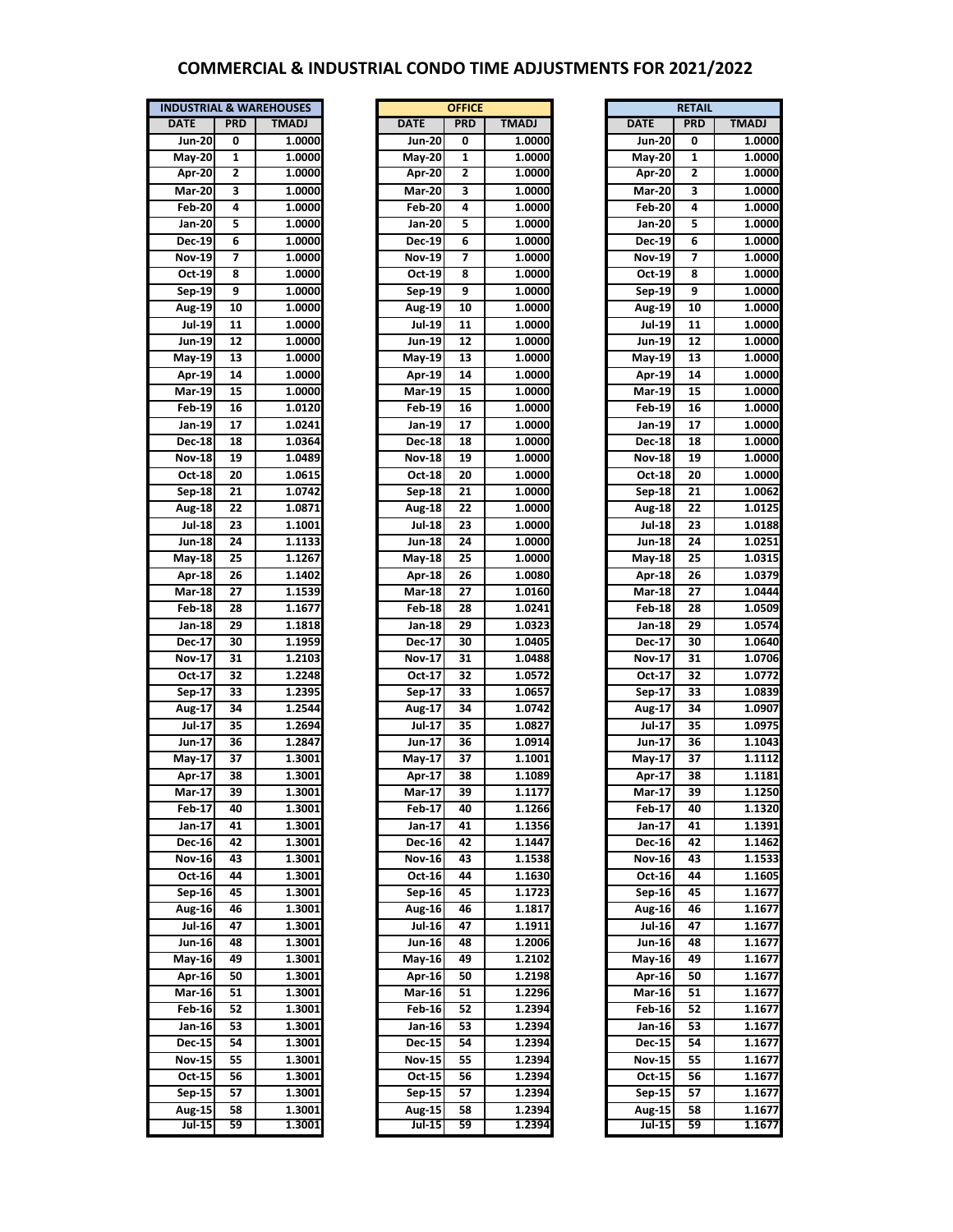## COMMERCIAL & INDUSTRIAL CONDO TIME ADJUSTMENTS FOR 2021/2022

### INDUSTRIAL & WAREHOUSES

| DATE | PRD | TMADJ |
|---|---|---|
| Jun-20 | 0 | 1.0000 |
| May-20 | 1 | 1.0000 |
| Apr-20 | 2 | 1.0000 |
| Mar-20 | 3 | 1.0000 |
| Feb-20 | 4 | 1.0000 |
| Jan-20 | 5 | 1.0000 |
| Dec-19 | 6 | 1.0000 |
| Nov-19 | 7 | 1.0000 |
| Oct-19 | 8 | 1.0000 |
| Sep-19 | 9 | 1.0000 |
| Aug-19 | 10 | 1.0000 |
| Jul-19 | 11 | 1.0000 |
| Jun-19 | 12 | 1.0000 |
| May-19 | 13 | 1.0000 |
| Apr-19 | 14 | 1.0000 |
| Mar-19 | 15 | 1.0000 |
| Feb-19 | 16 | 1.0120 |
| Jan-19 | 17 | 1.0241 |
| Dec-18 | 18 | 1.0364 |
| Nov-18 | 19 | 1.0489 |
| Oct-18 | 20 | 1.0615 |
| Sep-18 | 21 | 1.0742 |
| Aug-18 | 22 | 1.0871 |
| Jul-18 | 23 | 1.1001 |
| Jun-18 | 24 | 1.1133 |
| May-18 | 25 | 1.1267 |
| Apr-18 | 26 | 1.1402 |
| Mar-18 | 27 | 1.1539 |
| Feb-18 | 28 | 1.1677 |
| Jan-18 | 29 | 1.1818 |
| Dec-17 | 30 | 1.1959 |
| Nov-17 | 31 | 1.2103 |
| Oct-17 | 32 | 1.2248 |
| Sep-17 | 33 | 1.2395 |
| Aug-17 | 34 | 1.2544 |
| Jul-17 | 35 | 1.2694 |
| Jun-17 | 36 | 1.2847 |
| May-17 | 37 | 1.3001 |
| Apr-17 | 38 | 1.3001 |
| Mar-17 | 39 | 1.3001 |
| Feb-17 | 40 | 1.3001 |
| Jan-17 | 41 | 1.3001 |
| Dec-16 | 42 | 1.3001 |
| Nov-16 | 43 | 1.3001 |
| Oct-16 | 44 | 1.3001 |
| Sep-16 | 45 | 1.3001 |
| Aug-16 | 46 | 1.3001 |
| Jul-16 | 47 | 1.3001 |
| Jun-16 | 48 | 1.3001 |
| May-16 | 49 | 1.3001 |
| Apr-16 | 50 | 1.3001 |
| Mar-16 | 51 | 1.3001 |
| Feb-16 | 52 | 1.3001 |
| Jan-16 | 53 | 1.3001 |
| Dec-15 | 54 | 1.3001 |
| Nov-15 | 55 | 1.3001 |
| Oct-15 | 56 | 1.3001 |
| Sep-15 | 57 | 1.3001 |
| Aug-15 | 58 | 1.3001 |
| Jul-15 | 59 | 1.3001 |

### OFFICE

| DATE | PRD | TMADJ |
|---|---|---|
| Jun-20 | 0 | 1.0000 |
| May-20 | 1 | 1.0000 |
| Apr-20 | 2 | 1.0000 |
| Mar-20 | 3 | 1.0000 |
| Feb-20 | 4 | 1.0000 |
| Jan-20 | 5 | 1.0000 |
| Dec-19 | 6 | 1.0000 |
| Nov-19 | 7 | 1.0000 |
| Oct-19 | 8 | 1.0000 |
| Sep-19 | 9 | 1.0000 |
| Aug-19 | 10 | 1.0000 |
| Jul-19 | 11 | 1.0000 |
| Jun-19 | 12 | 1.0000 |
| May-19 | 13 | 1.0000 |
| Apr-19 | 14 | 1.0000 |
| Mar-19 | 15 | 1.0000 |
| Feb-19 | 16 | 1.0000 |
| Jan-19 | 17 | 1.0000 |
| Dec-18 | 18 | 1.0000 |
| Nov-18 | 19 | 1.0000 |
| Oct-18 | 20 | 1.0000 |
| Sep-18 | 21 | 1.0000 |
| Aug-18 | 22 | 1.0000 |
| Jul-18 | 23 | 1.0000 |
| Jun-18 | 24 | 1.0000 |
| May-18 | 25 | 1.0000 |
| Apr-18 | 26 | 1.0080 |
| Mar-18 | 27 | 1.0160 |
| Feb-18 | 28 | 1.0241 |
| Jan-18 | 29 | 1.0323 |
| Dec-17 | 30 | 1.0405 |
| Nov-17 | 31 | 1.0488 |
| Oct-17 | 32 | 1.0572 |
| Sep-17 | 33 | 1.0657 |
| Aug-17 | 34 | 1.0742 |
| Jul-17 | 35 | 1.0827 |
| Jun-17 | 36 | 1.0914 |
| May-17 | 37 | 1.1001 |
| Apr-17 | 38 | 1.1089 |
| Mar-17 | 39 | 1.1177 |
| Feb-17 | 40 | 1.1266 |
| Jan-17 | 41 | 1.1356 |
| Dec-16 | 42 | 1.1447 |
| Nov-16 | 43 | 1.1538 |
| Oct-16 | 44 | 1.1630 |
| Sep-16 | 45 | 1.1723 |
| Aug-16 | 46 | 1.1817 |
| Jul-16 | 47 | 1.1911 |
| Jun-16 | 48 | 1.2006 |
| May-16 | 49 | 1.2102 |
| Apr-16 | 50 | 1.2198 |
| Mar-16 | 51 | 1.2296 |
| Feb-16 | 52 | 1.2394 |
| Jan-16 | 53 | 1.2394 |
| Dec-15 | 54 | 1.2394 |
| Nov-15 | 55 | 1.2394 |
| Oct-15 | 56 | 1.2394 |
| Sep-15 | 57 | 1.2394 |
| Aug-15 | 58 | 1.2394 |
| Jul-15 | 59 | 1.2394 |

### RETAIL

| DATE | PRD | TMADJ |
|---|---|---|
| Jun-20 | 0 | 1.0000 |
| May-20 | 1 | 1.0000 |
| Apr-20 | 2 | 1.0000 |
| Mar-20 | 3 | 1.0000 |
| Feb-20 | 4 | 1.0000 |
| Jan-20 | 5 | 1.0000 |
| Dec-19 | 6 | 1.0000 |
| Nov-19 | 7 | 1.0000 |
| Oct-19 | 8 | 1.0000 |
| Sep-19 | 9 | 1.0000 |
| Aug-19 | 10 | 1.0000 |
| Jul-19 | 11 | 1.0000 |
| Jun-19 | 12 | 1.0000 |
| May-19 | 13 | 1.0000 |
| Apr-19 | 14 | 1.0000 |
| Mar-19 | 15 | 1.0000 |
| Feb-19 | 16 | 1.0000 |
| Jan-19 | 17 | 1.0000 |
| Dec-18 | 18 | 1.0000 |
| Nov-18 | 19 | 1.0000 |
| Oct-18 | 20 | 1.0000 |
| Sep-18 | 21 | 1.0062 |
| Aug-18 | 22 | 1.0125 |
| Jul-18 | 23 | 1.0188 |
| Jun-18 | 24 | 1.0251 |
| May-18 | 25 | 1.0315 |
| Apr-18 | 26 | 1.0379 |
| Mar-18 | 27 | 1.0444 |
| Feb-18 | 28 | 1.0509 |
| Jan-18 | 29 | 1.0574 |
| Dec-17 | 30 | 1.0640 |
| Nov-17 | 31 | 1.0706 |
| Oct-17 | 32 | 1.0772 |
| Sep-17 | 33 | 1.0839 |
| Aug-17 | 34 | 1.0907 |
| Jul-17 | 35 | 1.0975 |
| Jun-17 | 36 | 1.1043 |
| May-17 | 37 | 1.1112 |
| Apr-17 | 38 | 1.1181 |
| Mar-17 | 39 | 1.1250 |
| Feb-17 | 40 | 1.1320 |
| Jan-17 | 41 | 1.1391 |
| Dec-16 | 42 | 1.1462 |
| Nov-16 | 43 | 1.1533 |
| Oct-16 | 44 | 1.1605 |
| Sep-16 | 45 | 1.1677 |
| Aug-16 | 46 | 1.1677 |
| Jul-16 | 47 | 1.1677 |
| Jun-16 | 48 | 1.1677 |
| May-16 | 49 | 1.1677 |
| Apr-16 | 50 | 1.1677 |
| Mar-16 | 51 | 1.1677 |
| Feb-16 | 52 | 1.1677 |
| Jan-16 | 53 | 1.1677 |
| Dec-15 | 54 | 1.1677 |
| Nov-15 | 55 | 1.1677 |
| Oct-15 | 56 | 1.1677 |
| Sep-15 | 57 | 1.1677 |
| Aug-15 | 58 | 1.1677 |
| Jul-15 | 59 | 1.1677 |